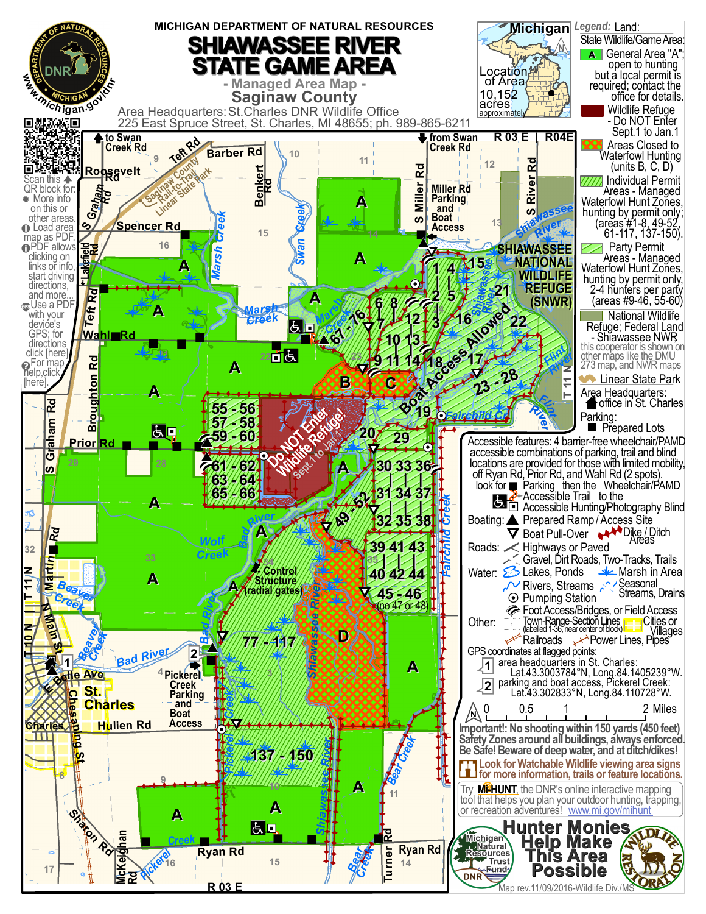MICHIGAN DEPARTMENT OF NATURAL RESOURCES

# SHIAWASSEE RIVER STATE GAME AREA

## - Managed Area Map -

## Saginaw County

Area Headquarters: St.Charles DNR Wildlife Office
225 East Spruce Street, St. Charles, MI 48655; ph. 989-865-6211

Michigan — Location of Area — 10,152 acres (approximately)

Scan this QR block for:
- More info on this or other areas.
- Load area map as PDF.
- PDF allows clicking on links or info, start driving directions, and more...
- Use a PDF with your device's GPS; for directions click [here]
- For map help, click [here].

**Legend:** Land:

State Wildlife/Game Area:

- **A** General Area "A"; open to hunting but a local permit is required; contact the office for details.
- Wildlife Refuge - Do NOT Enter Sept.1 to Jan.1
- Areas Closed to Waterfowl Hunting (units B, C, D)
- Individual Permit Areas - Managed Waterfowl Hunt Zones, hunting by permit only; (areas #1-8, 49-52, 61-117, 137-150).
- Party Permit Areas - Managed Waterfowl Hunt Zones, hunting by permit only, 2-4 hunters per party (areas #9-46, 55-60)
- National Wildlife Refuge; Federal Land - Shiawassee NWR — this cooperator is shown on other maps like the DMU 273 map, and NWR maps
- Linear State Park

Area Headquarters: office in St. Charles

Parking: Prepared Lots

Accessible features: 4 barrier-free wheelchair/PAMD accessible combinations of parking, trail and blind locations are provided for those with limited mobility, off Ryan Rd, Prior Rd, and Wahl Rd (2 spots). look for Parking then the Wheelchair/PAMD Accessible Trail to the Accessible Hunting/Photography Blind

Boating: Prepared Ramp / Access Site; Boat Pull-Over; Dike / Ditch Areas

Roads: Highways or Paved; Gravel, Dirt Roads, Two-Tracks, Trails

Water: Lakes, Ponds; Marsh in Area; Rivers, Streams; Seasonal Streams, Drains; Pumping Station; Foot Access/Bridges, or Field Access

Other: Town-Range-Section Lines (labelled 1-36, near center of block); Cities or Villages; Railroads; Power Lines, Pipes

GPS coordinates at flagged points:

1. area headquarters in St. Charles: Lat.43.3003784°N, Long.84.1405239°W.
2. parking and boat access, Pickerel Creek: Lat.43.302833°N, Long.84.110728°W.

Scale: 0 — 0.5 — 1 — 2 Miles

**Important!: No shooting within 150 yards (450 feet) Safety Zones around all buildings, always enforced. Be Safe! Beware of deep water, and at ditch/dikes!**

**Look for Watchable Wildlife viewing area signs for more information, trails or feature locations.**

Try **Mi-HUNT**, the DNR's online interactive mapping tool that helps you plan your outdoor hunting, trapping, or recreation adventures! www.mi.gov/mihunt

**Hunter Monies Help Make This Area Possible**

Map rev.11/09/2016-Wildlife Div./MS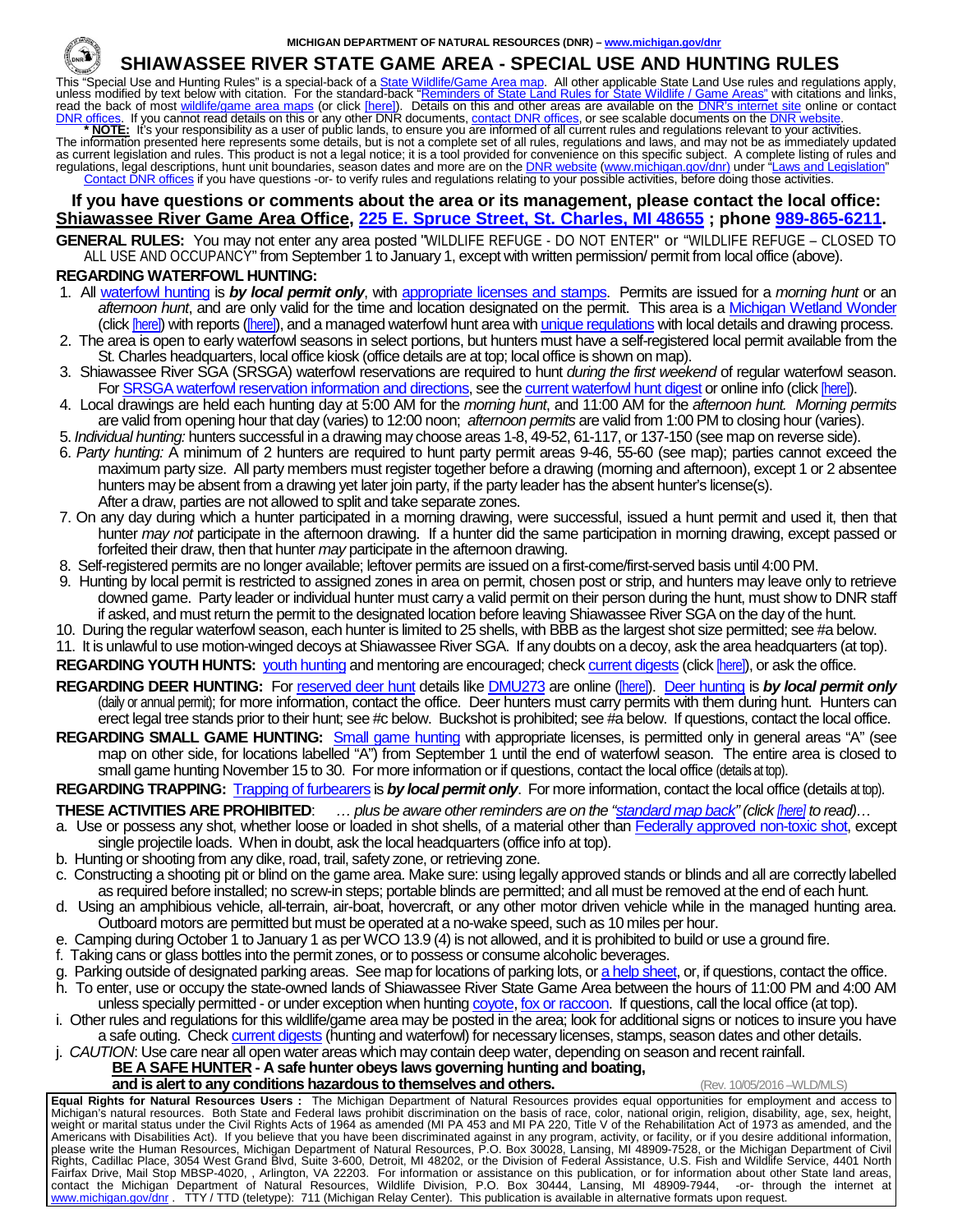MICHIGAN DEPARTMENT OF NATURAL RESOURCES (DNR) – www.michigan.gov/dnr

# SHIAWASSEE RIVER STATE GAME AREA - SPECIAL USE AND HUNTING RULES

This "Special Use and Hunting Rules" is a special-back of a State Wildlife/Game Area map. All other applicable State Land Use rules and regulations apply, unless modified by text below with citation. For the standard-back "Reminders of State Land Rules for State Wildlife / Game Areas" with citations and links, read the back of most wildlife/game area maps (or click [here]). Details on this and other areas are available on the DNR's internet site online or contact DNR offices. If you cannot read details on this or any other DNR documents, contact DNR offices, or see scalable documents on the DNR website.

**\* NOTE:** It's your responsibility as a user of public lands, to ensure you are informed of all current rules and regulations relevant to your activities. The information presented here represents some details, but is not a complete set of all rules, regulations and laws, and may not be as immediately updated as current legislation and rules. This product is not a legal notice; it is a tool provided for convenience on this specific subject. A complete listing of rules and regulations, legal descriptions, hunt unit boundaries, season dates and more are on the DNR website (www.michigan.gov/dnr) under "Laws and Legislation" Contact DNR offices if you have questions -or- to verify rules and regulations relating to your possible activities, before doing those activities.

**If you have questions or comments about the area or its management, please contact the local office: Shiawassee River Game Area Office, 225 E. Spruce Street, St. Charles, MI 48655 ; phone 989-865-6211.**

**GENERAL RULES:** You may not enter any area posted "WILDLIFE REFUGE - DO NOT ENTER" or "WILDLIFE REFUGE – CLOSED TO ALL USE AND OCCUPANCY" from September 1 to January 1, except with written permission/ permit from local office (above).

**REGARDING WATERFOWL HUNTING:**

1. All waterfowl hunting is ***by local permit only***, with appropriate licenses and stamps. Permits are issued for a *morning hunt* or an *afternoon hunt*, and are only valid for the time and location designated on the permit. This area is a Michigan Wetland Wonder (click [here]) with reports ([here]), and a managed waterfowl hunt area with unique regulations with local details and drawing process.
2. The area is open to early waterfowl seasons in select portions, but hunters must have a self-registered local permit available from the St. Charles headquarters, local office kiosk (office details are at top; local office is shown on map).
3. Shiawassee River SGA (SRSGA) waterfowl reservations are required to hunt *during the first weekend* of regular waterfowl season. For SRSGA waterfowl reservation information and directions, see the current waterfowl hunt digest or online info (click [here]).
4. Local drawings are held each hunting day at 5:00 AM for the *morning hunt*, and 11:00 AM for the *afternoon hunt. Morning permits* are valid from opening hour that day (varies) to 12:00 noon; *afternoon permits* are valid from 1:00 PM to closing hour (varies).
5. *Individual hunting:* hunters successful in a drawing may choose areas 1-8, 49-52, 61-117, or 137-150 (see map on reverse side).
6. *Party hunting:* A minimum of 2 hunters are required to hunt party permit areas 9-46, 55-60 (see map); parties cannot exceed the maximum party size. All party members must register together before a drawing (morning and afternoon), except 1 or 2 absentee hunters may be absent from a drawing yet later join party, if the party leader has the absent hunter's license(s). After a draw, parties are not allowed to split and take separate zones.
7. On any day during which a hunter participated in a morning drawing, were successful, issued a hunt permit and used it, then that hunter *may not* participate in the afternoon drawing. If a hunter did the same participation in morning drawing, except passed or forfeited their draw, then that hunter *may* participate in the afternoon drawing.
8. Self-registered permits are no longer available; leftover permits are issued on a first-come/first-served basis until 4:00 PM.
9. Hunting by local permit is restricted to assigned zones in area on permit, chosen post or strip, and hunters may leave only to retrieve downed game. Party leader or individual hunter must carry a valid permit on their person during the hunt, must show to DNR staff if asked, and must return the permit to the designated location before leaving Shiawassee River SGA on the day of the hunt.
10. During the regular waterfowl season, each hunter is limited to 25 shells, with BBB as the largest shot size permitted; see #a below.
11. It is unlawful to use motion-winged decoys at Shiawassee River SGA. If any doubts on a decoy, ask the area headquarters (at top).

**REGARDING YOUTH HUNTS:** youth hunting and mentoring are encouraged; check current digests (click [here]), or ask the office.

**REGARDING DEER HUNTING:** For reserved deer hunt details like DMU273 are online ([here]). Deer hunting is ***by local permit only*** (daily or annual permit); for more information, contact the office. Deer hunters must carry permits with them during hunt. Hunters can erect legal tree stands prior to their hunt; see #c below. Buckshot is prohibited; see #a below. If questions, contact the local office.

**REGARDING SMALL GAME HUNTING:** Small game hunting with appropriate licenses, is permitted only in general areas "A" (see map on other side, for locations labelled "A") from September 1 until the end of waterfowl season. The entire area is closed to small game hunting November 15 to 30. For more information or if questions, contact the local office (details at top).

**REGARDING TRAPPING:** Trapping of furbearers is ***by local permit only***. For more information, contact the local office (details at top).

**THESE ACTIVITIES ARE PROHIBITED**: *… plus be aware other reminders are on the "standard map back" (click [here] to read)…*

a. Use or possess any shot, whether loose or loaded in shot shells, of a material other than Federally approved non-toxic shot, except single projectile loads. When in doubt, ask the local headquarters (office info at top).
b. Hunting or shooting from any dike, road, trail, safety zone, or retrieving zone.
c. Constructing a shooting pit or blind on the game area. Make sure: using legally approved stands or blinds and all are correctly labelled as required before installed; no screw-in steps; portable blinds are permitted; and all must be removed at the end of each hunt.
d. Using an amphibious vehicle, all-terrain, air-boat, hovercraft, or any other motor driven vehicle while in the managed hunting area. Outboard motors are permitted but must be operated at a no-wake speed, such as 10 miles per hour.
e. Camping during October 1 to January 1 as per WCO 13.9 (4) is not allowed, and it is prohibited to build or use a ground fire.
f. Taking cans or glass bottles into the permit zones, or to possess or consume alcoholic beverages.
g. Parking outside of designated parking areas. See map for locations of parking lots, or a help sheet, or, if questions, contact the office.
h. To enter, use or occupy the state-owned lands of Shiawassee River State Game Area between the hours of 11:00 PM and 4:00 AM unless specially permitted - or under exception when hunting coyote, fox or raccoon. If questions, call the local office (at top).
i. Other rules and regulations for this wildlife/game area may be posted in the area; look for additional signs or notices to insure you have a safe outing. Check current digests (hunting and waterfowl) for necessary licenses, stamps, season dates and other details.
j. *CAUTION*: Use care near all open water areas which may contain deep water, depending on season and recent rainfall.

**BE A SAFE HUNTER - A safe hunter obeys laws governing hunting and boating, and is alert to any conditions hazardous to themselves and others.**

(Rev. 10/05/2016 –WLD/MLS)

**Equal Rights for Natural Resources Users :** The Michigan Department of Natural Resources provides equal opportunities for employment and access to Michigan's natural resources. Both State and Federal laws prohibit discrimination on the basis of race, color, national origin, religion, disability, age, sex, height, weight or marital status under the Civil Rights Acts of 1964 as amended (MI PA 453 and MI PA 220, Title V of the Rehabilitation Act of 1973 as amended, and the Americans with Disabilities Act). If you believe that you have been discriminated against in any program, activity, or facility, or if you desire additional information, please write the Human Resources, Michigan Department of Natural Resources, P.O. Box 30028, Lansing, MI 48909-7528, or the Michigan Department of Civil Rights, Cadillac Place, 3054 West Grand Blvd, Suite 3-600, Detroit, MI 48202, or the Division of Federal Assistance, U.S. Fish and Wildlife Service, 4401 North Fairfax Drive, Mail Stop MBSP-4020, , Arlington, VA 22203. For information or assistance on this publication, or for information about other State land areas, contact the Michigan Department of Natural Resources, Wildlife Division, P.O. Box 30444, Lansing, MI 48909-7944, -or- through the internet at www.michigan.gov/dnr . TTY / TTD (teletype): 711 (Michigan Relay Center). This publication is available in alternative formats upon request.